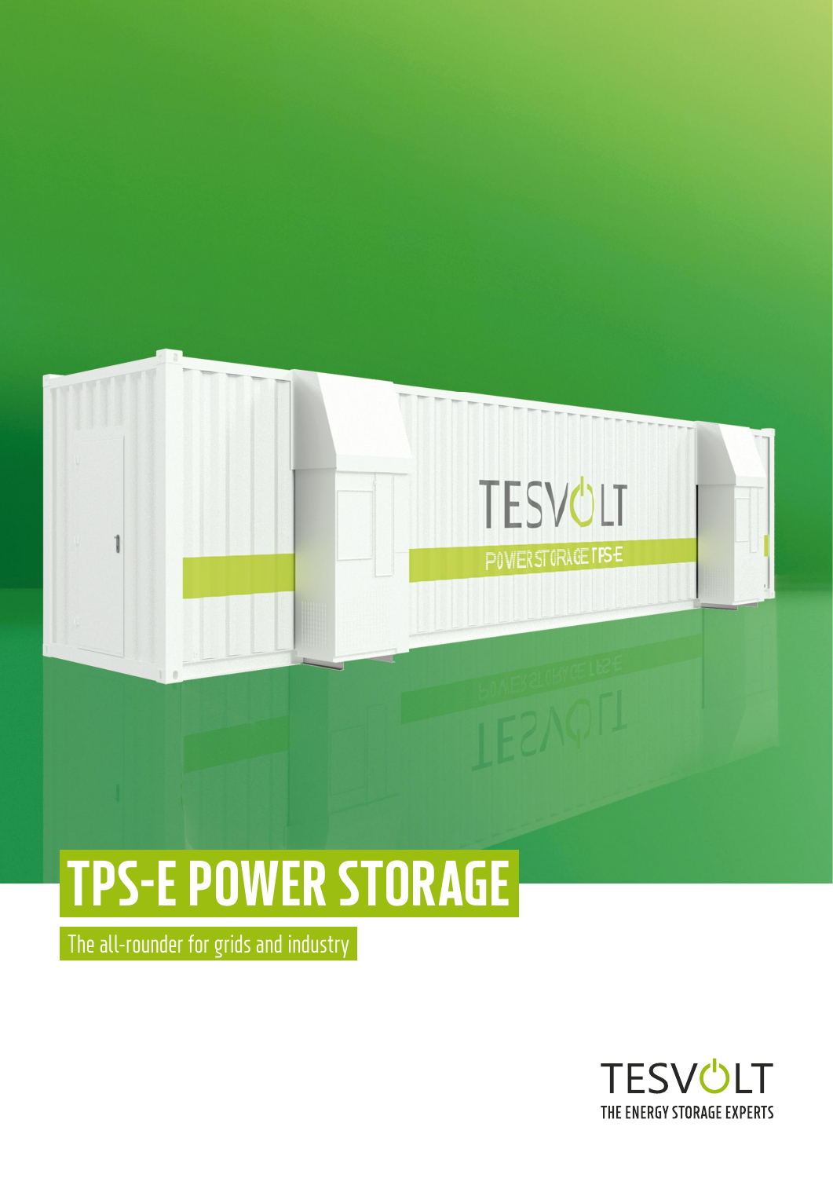# TPS-E POWER STORAGE

The all-rounder for grids and industry

TESVOLT
THE ENERGY STORAGE EXPERTS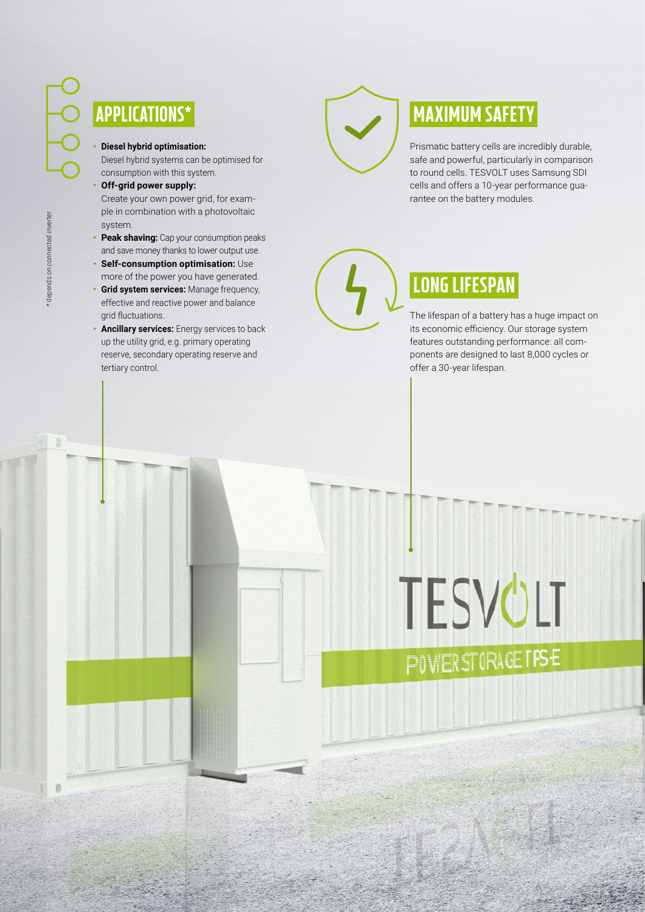## APPLICATIONS*

- **Diesel hybrid optimisation:** Diesel hybrid systems can be optimised for consumption with this system.
- **Off-grid power supply:** Create your own power grid, for example in combination with a photovoltaic system.
- **Peak shaving:** Cap your consumption peaks and save money thanks to lower output use.
- **Self-consumption optimisation:** Use more of the power you have generated.
- **Grid system services:** Manage frequency, effective and reactive power and balance grid fluctuations.
- **Ancillary services:** Energy services to back up the utility grid, e.g. primary operating reserve, secondary operating reserve and tertiary control.

* depends on connected inverter

## MAXIMUM SAFETY

Prismatic battery cells are incredibly durable, safe and powerful, particularly in comparison to round cells. TESVOLT uses Samsung SDI cells and offers a 10-year performance guarantee on the battery modules.

## LONG LIFESPAN

The lifespan of a battery has a huge impact on its economic efficiency. Our storage system features outstanding performance: all components are designed to last 8,000 cycles or offer a 30-year lifespan.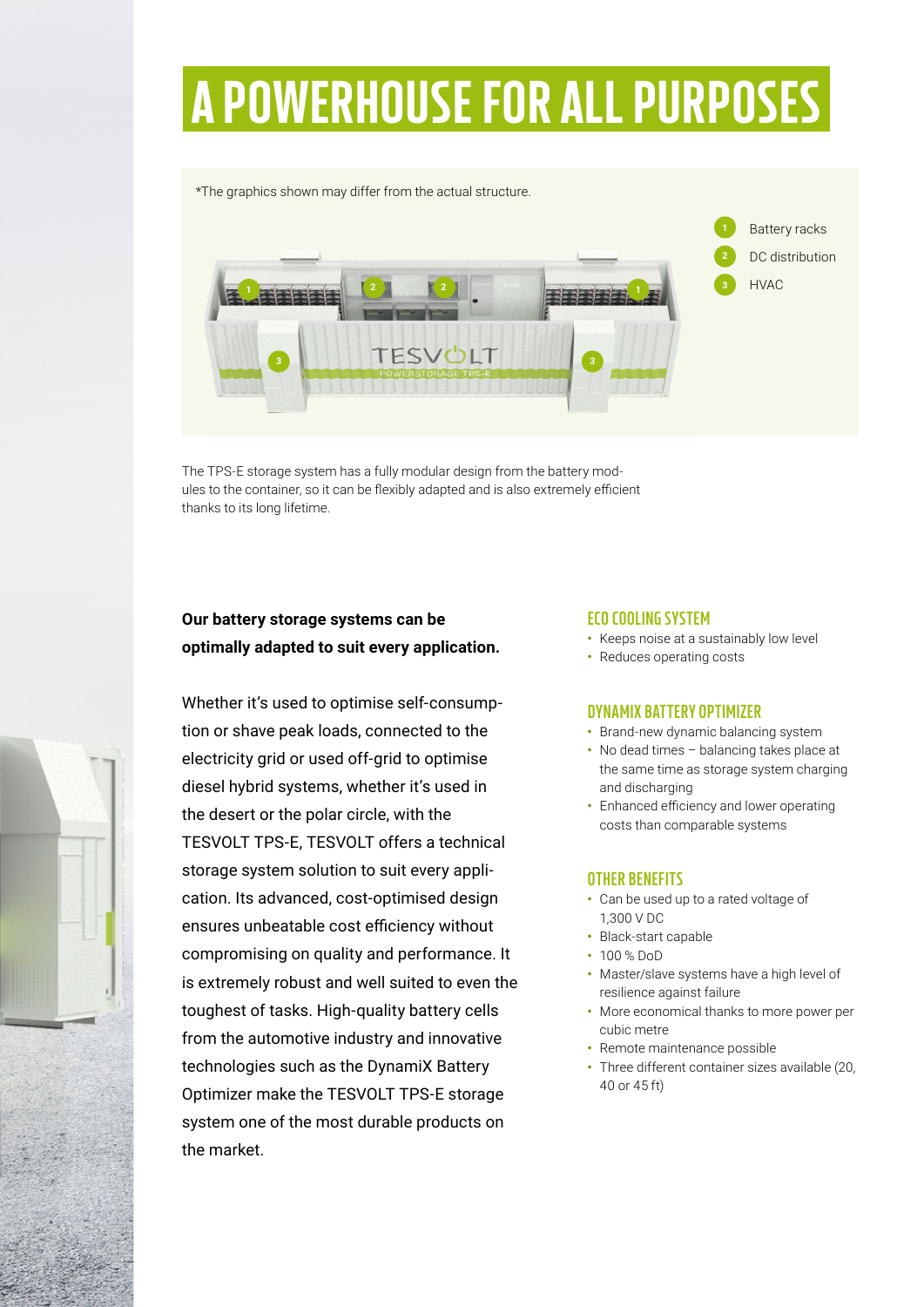# A POWERHOUSE FOR ALL PURPOSES

*The graphics shown may differ from the actual structure.

1. Battery racks
2. DC distribution
3. HVAC

The TPS-E storage system has a fully modular design from the battery modules to the container, so it can be flexibly adapted and is also extremely efficient thanks to its long lifetime.

**Our battery storage systems can be optimally adapted to suit every application.**

Whether it's used to optimise self-consumption or shave peak loads, connected to the electricity grid or used off-grid to optimise diesel hybrid systems, whether it's used in the desert or the polar circle, with the TESVOLT TPS-E, TESVOLT offers a technical storage system solution to suit every application. Its advanced, cost-optimised design ensures unbeatable cost efficiency without compromising on quality and performance. It is extremely robust and well suited to even the toughest of tasks. High-quality battery cells from the automotive industry and innovative technologies such as the DynamiX Battery Optimizer make the TESVOLT TPS-E storage system one of the most durable products on the market.

## ECO COOLING SYSTEM

- Keeps noise at a sustainably low level
- Reduces operating costs

## DYNAMIX BATTERY OPTIMIZER

- Brand-new dynamic balancing system
- No dead times – balancing takes place at the same time as storage system charging and discharging
- Enhanced efficiency and lower operating costs than comparable systems

## OTHER BENEFITS

- Can be used up to a rated voltage of 1,300 V DC
- Black-start capable
- 100 % DoD
- Master/slave systems have a high level of resilience against failure
- More economical thanks to more power per cubic metre
- Remote maintenance possible
- Three different container sizes available (20, 40 or 45 ft)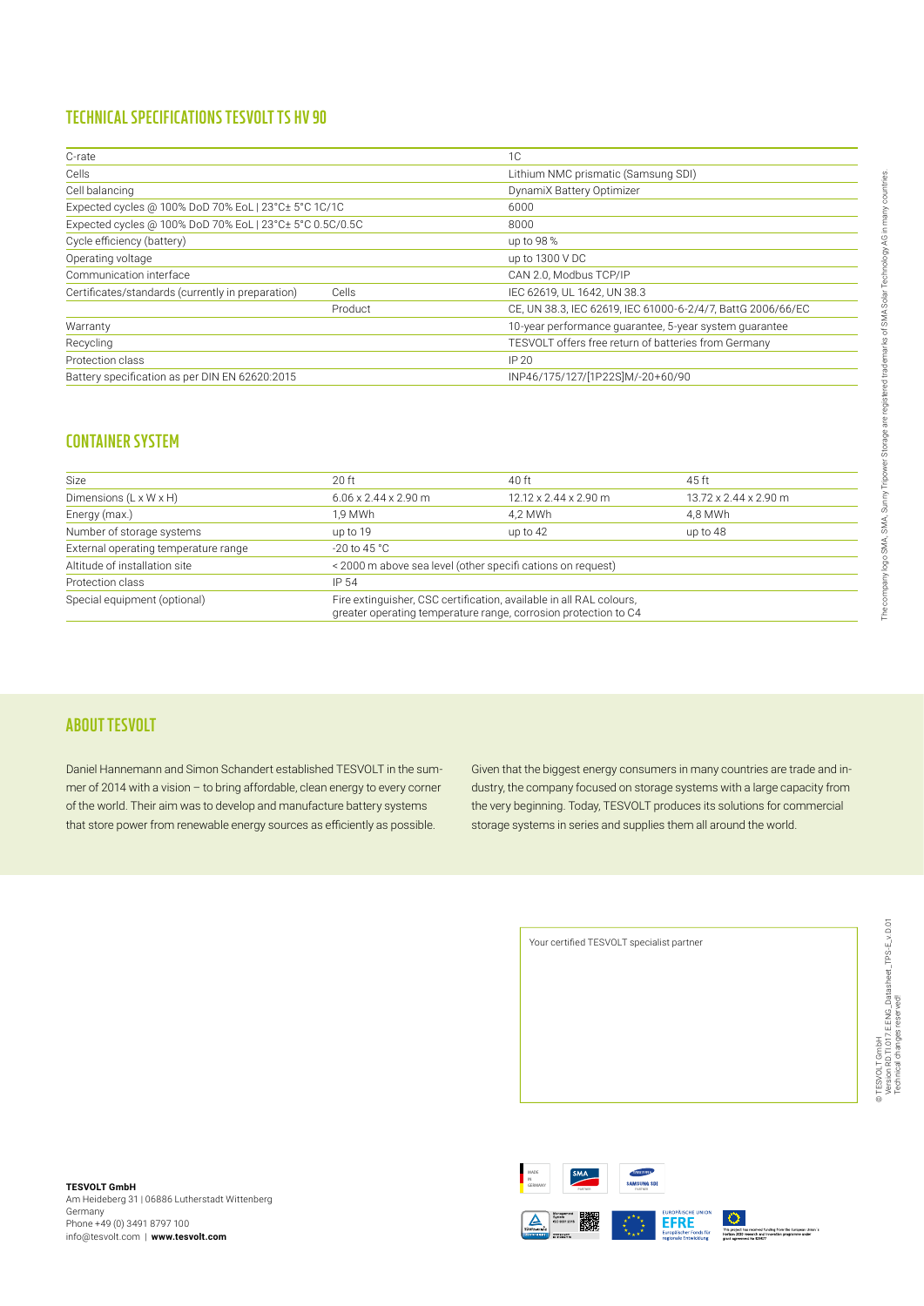## TECHNICAL SPECIFICATIONS TESVOLT TS HV 90

| | | |
|---|---|---|
| C-rate | | 1C |
| Cells | | Lithium NMC prismatic (Samsung SDI) |
| Cell balancing | | DynamiX Battery Optimizer |
| Expected cycles @ 100% DoD 70% EoL \| 23°C± 5°C 1C/1C | | 6000 |
| Expected cycles @ 100% DoD 70% EoL \| 23°C± 5°C 0.5C/0.5C | | 8000 |
| Cycle efficiency (battery) | | up to 98 % |
| Operating voltage | | up to 1300 V DC |
| Communication interface | | CAN 2.0, Modbus TCP/IP |
| Certificates/standards (currently in preparation) | Cells | IEC 62619, UL 1642, UN 38.3 |
| | Product | CE, UN 38.3, IEC 62619, IEC 61000-6-2/4/7, BattG 2006/66/EC |
| Warranty | | 10-year performance guarantee, 5-year system guarantee |
| Recycling | | TESVOLT offers free return of batteries from Germany |
| Protection class | | IP 20 |
| Battery specification as per DIN EN 62620:2015 | | INP46/175/127/[1P22S]M/-20+60/90 |

## CONTAINER SYSTEM

| | | | |
|---|---|---|---|
| Size | 20 ft | 40 ft | 45 ft |
| Dimensions (L x W x H) | 6.06 x 2.44 x 2.90 m | 12.12 x 2.44 x 2.90 m | 13.72 x 2.44 x 2.90 m |
| Energy (max.) | 1,9 MWh | 4,2 MWh | 4,8 MWh |
| Number of storage systems | up to 19 | up to 42 | up to 48 |
| External operating temperature range | -20 to 45 °C | | |
| Altitude of installation site | < 2000 m above sea level (other specifi cations on request) | | |
| Protection class | IP 54 | | |
| Special equipment (optional) | Fire extinguisher, CSC certification, available in all RAL colours, greater operating temperature range, corrosion protection to C4 | | |

The company logo SMA, SMA, Sunny Tripower Storage are registered trademarks of SMA Solar Technology AG in many countries.

## ABOUT TESVOLT

Daniel Hannemann and Simon Schandert established TESVOLT in the summer of 2014 with a vision – to bring affordable, clean energy to every corner of the world. Their aim was to develop and manufacture battery systems that store power from renewable energy sources as efficiently as possible.

Given that the biggest energy consumers in many countries are trade and industry, the company focused on storage systems with a large capacity from the very beginning. Today, TESVOLT produces its solutions for commercial storage systems in series and supplies them all around the world.

Your certified TESVOLT specialist partner

**TESVOLT GmbH**
Am Heideberg 31 | 06886 Lutherstadt Wittenberg
Germany
Phone +49 (0) 3491 8797 100
info@tesvolt.com | **www.tesvolt.com**

© TESVOLT GmbH
Version RD.TI.017.E.ENG_Datasheet_TPS-E_v.0.01
Technical changes reserved